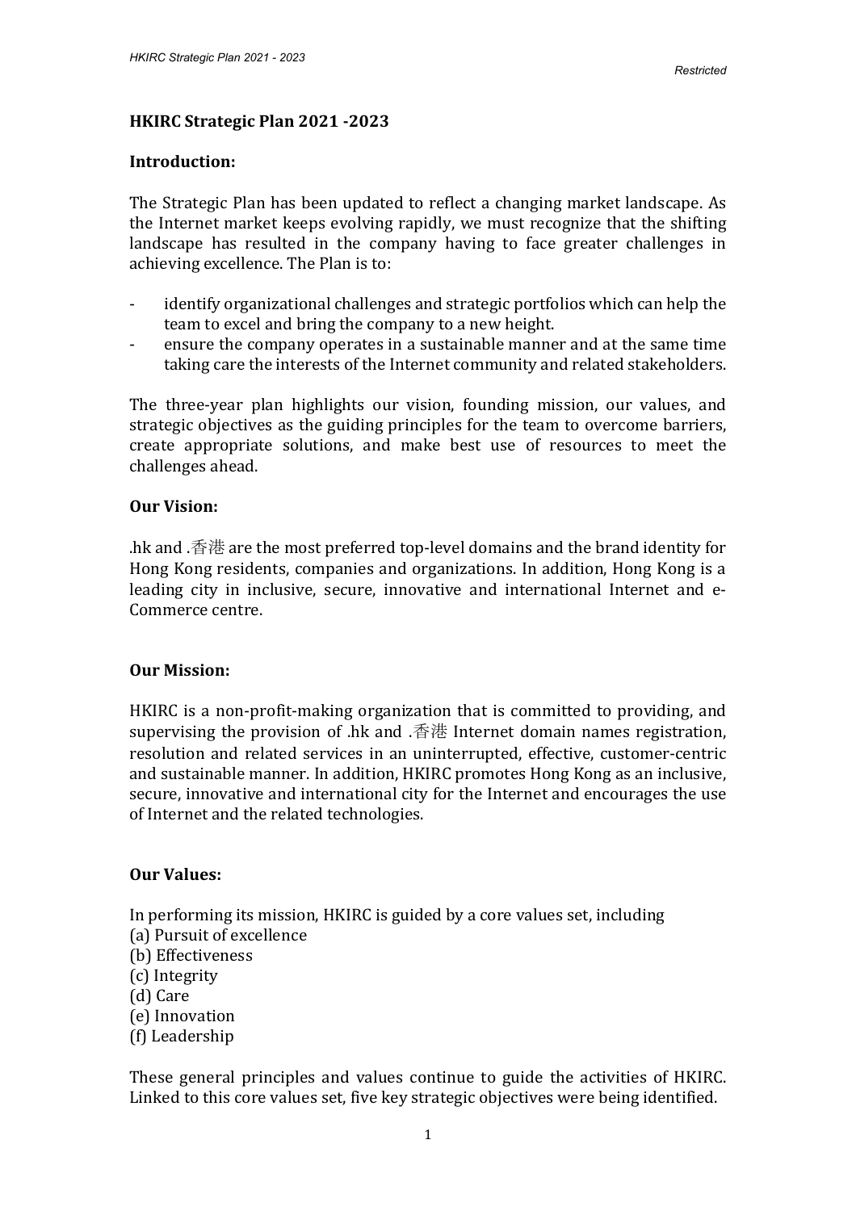# HKIRC Strategic Plan 2021 -2023

## Introduction:

The Strategic Plan has been updated to reflect a changing market landscape. As the Internet market keeps evolving rapidly, we must recognize that the shifting landscape has resulted in the company having to face greater challenges in achieving excellence. The Plan is to:

- identify organizational challenges and strategic portfolios which can help the team to excel and bring the company to a new height.
- ensure the company operates in a sustainable manner and at the same time taking care the interests of the Internet community and related stakeholders.

The three-year plan highlights our vision, founding mission, our values, and strategic objectives as the guiding principles for the team to overcome barriers, create appropriate solutions, and make best use of resources to meet the challenges ahead.

## Our Vision:

.hk and .香港 are the most preferred top-level domains and the brand identity for Hong Kong residents, companies and organizations. In addition, Hong Kong is a leading city in inclusive, secure, innovative and international Internet and e-Commerce centre.

## Our Mission:

HKIRC is a non-profit-making organization that is committed to providing, and supervising the provision of .hk and .香港 Internet domain names registration, resolution and related services in an uninterrupted, effective, customer-centric and sustainable manner. In addition, HKIRC promotes Hong Kong as an inclusive, secure, innovative and international city for the Internet and encourages the use of Internet and the related technologies.

## Our Values:

In performing its mission, HKIRC is guided by a core values set, including
(a) Pursuit of excellence
(b) Effectiveness
(c) Integrity
(d) Care
(e) Innovation
(f) Leadership

These general principles and values continue to guide the activities of HKIRC. Linked to this core values set, five key strategic objectives were being identified.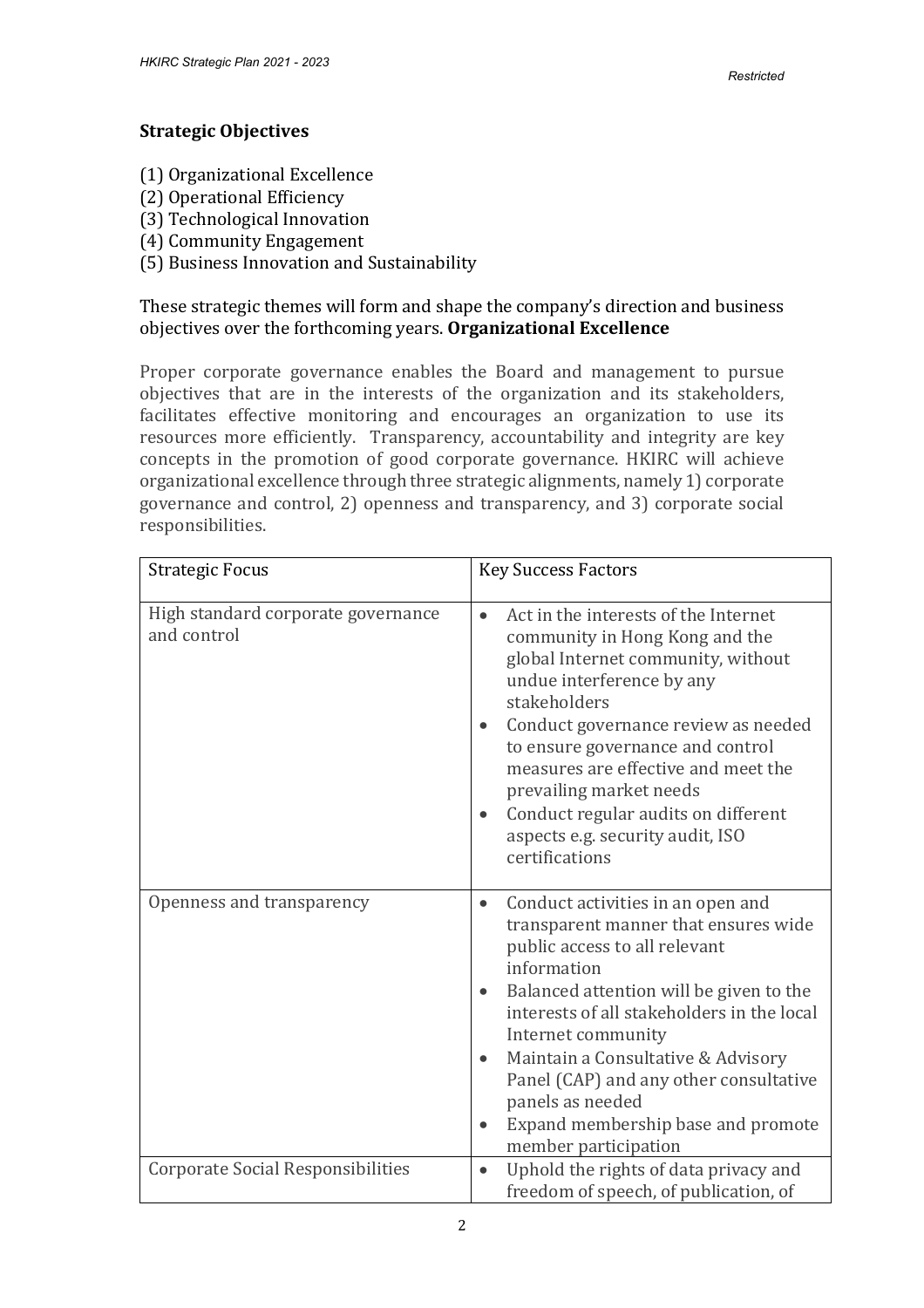## Strategic Objectives

(1) Organizational Excellence
(2) Operational Efficiency
(3) Technological Innovation
(4) Community Engagement
(5) Business Innovation and Sustainability

These strategic themes will form and shape the company's direction and business objectives over the forthcoming years. **Organizational Excellence**

Proper corporate governance enables the Board and management to pursue objectives that are in the interests of the organization and its stakeholders, facilitates effective monitoring and encourages an organization to use its resources more efficiently. Transparency, accountability and integrity are key concepts in the promotion of good corporate governance. HKIRC will achieve organizational excellence through three strategic alignments, namely 1) corporate governance and control, 2) openness and transparency, and 3) corporate social responsibilities.

| Strategic Focus | Key Success Factors |
| --- | --- |
| High standard corporate governance and control | • Act in the interests of the Internet community in Hong Kong and the global Internet community, without undue interference by any stakeholders<br>• Conduct governance review as needed to ensure governance and control measures are effective and meet the prevailing market needs<br>• Conduct regular audits on different aspects e.g. security audit, ISO certifications |
| Openness and transparency | • Conduct activities in an open and transparent manner that ensures wide public access to all relevant information<br>• Balanced attention will be given to the interests of all stakeholders in the local Internet community<br>• Maintain a Consultative & Advisory Panel (CAP) and any other consultative panels as needed<br>• Expand membership base and promote member participation |
| Corporate Social Responsibilities | • Uphold the rights of data privacy and freedom of speech, of publication, of |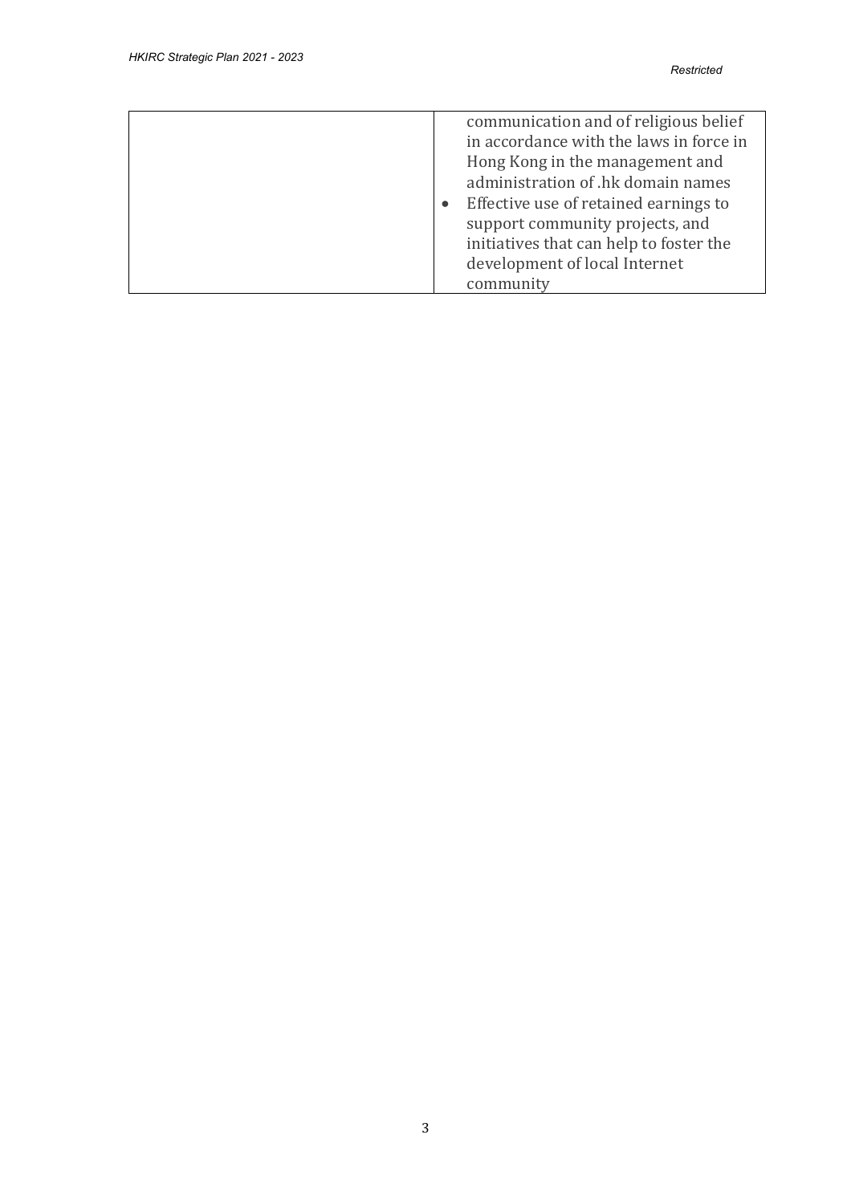|  |  |
| --- | --- |
|  | communication and of religious belief in accordance with the laws in force in Hong Kong in the management and administration of .hk domain names<br>• Effective use of retained earnings to support community projects, and initiatives that can help to foster the development of local Internet community |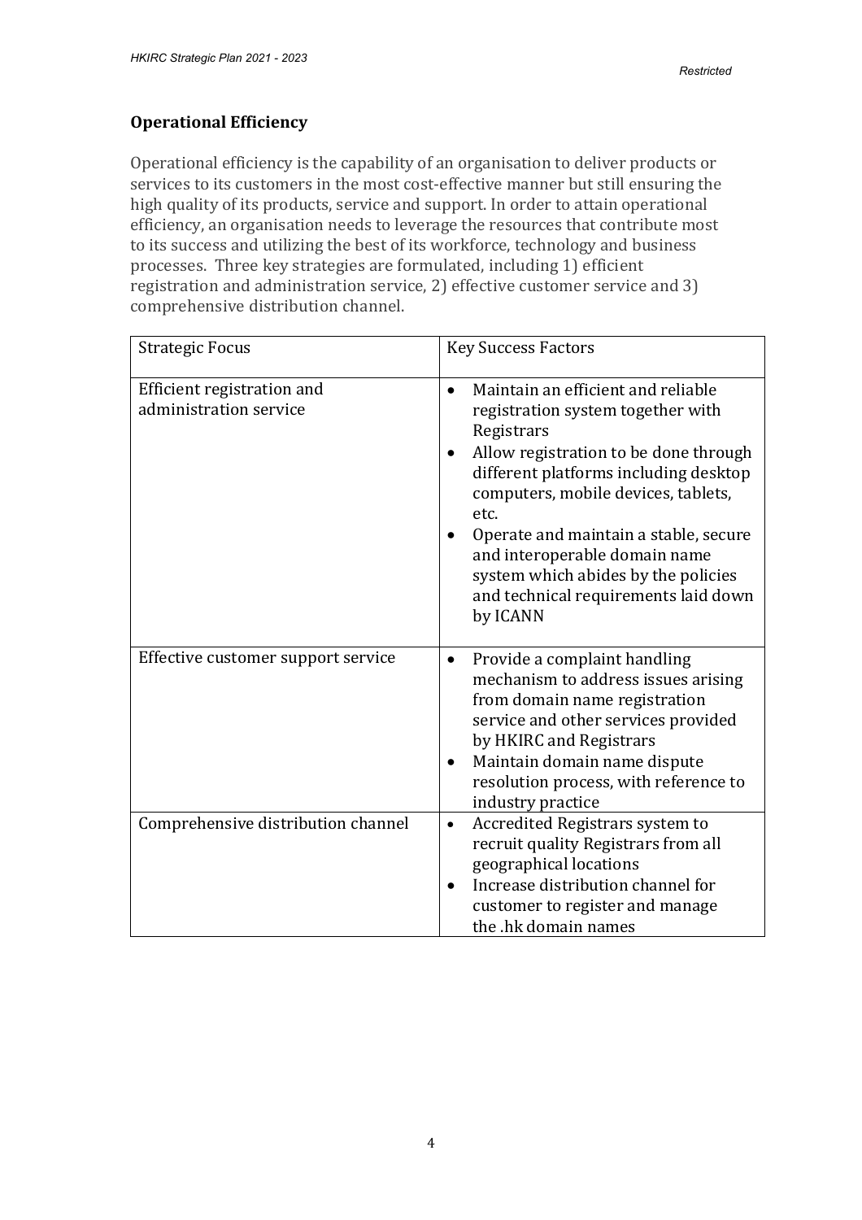## Operational Efficiency

Operational efficiency is the capability of an organisation to deliver products or services to its customers in the most cost-effective manner but still ensuring the high quality of its products, service and support. In order to attain operational efficiency, an organisation needs to leverage the resources that contribute most to its success and utilizing the best of its workforce, technology and business processes. Three key strategies are formulated, including 1) efficient registration and administration service, 2) effective customer service and 3) comprehensive distribution channel.

| Strategic Focus | Key Success Factors |
|---|---|
| Efficient registration and administration service | • Maintain an efficient and reliable registration system together with Registrars<br>• Allow registration to be done through different platforms including desktop computers, mobile devices, tablets, etc.<br>• Operate and maintain a stable, secure and interoperable domain name system which abides by the policies and technical requirements laid down by ICANN |
| Effective customer support service | • Provide a complaint handling mechanism to address issues arising from domain name registration service and other services provided by HKIRC and Registrars<br>• Maintain domain name dispute resolution process, with reference to industry practice |
| Comprehensive distribution channel | • Accredited Registrars system to recruit quality Registrars from all geographical locations<br>• Increase distribution channel for customer to register and manage the .hk domain names |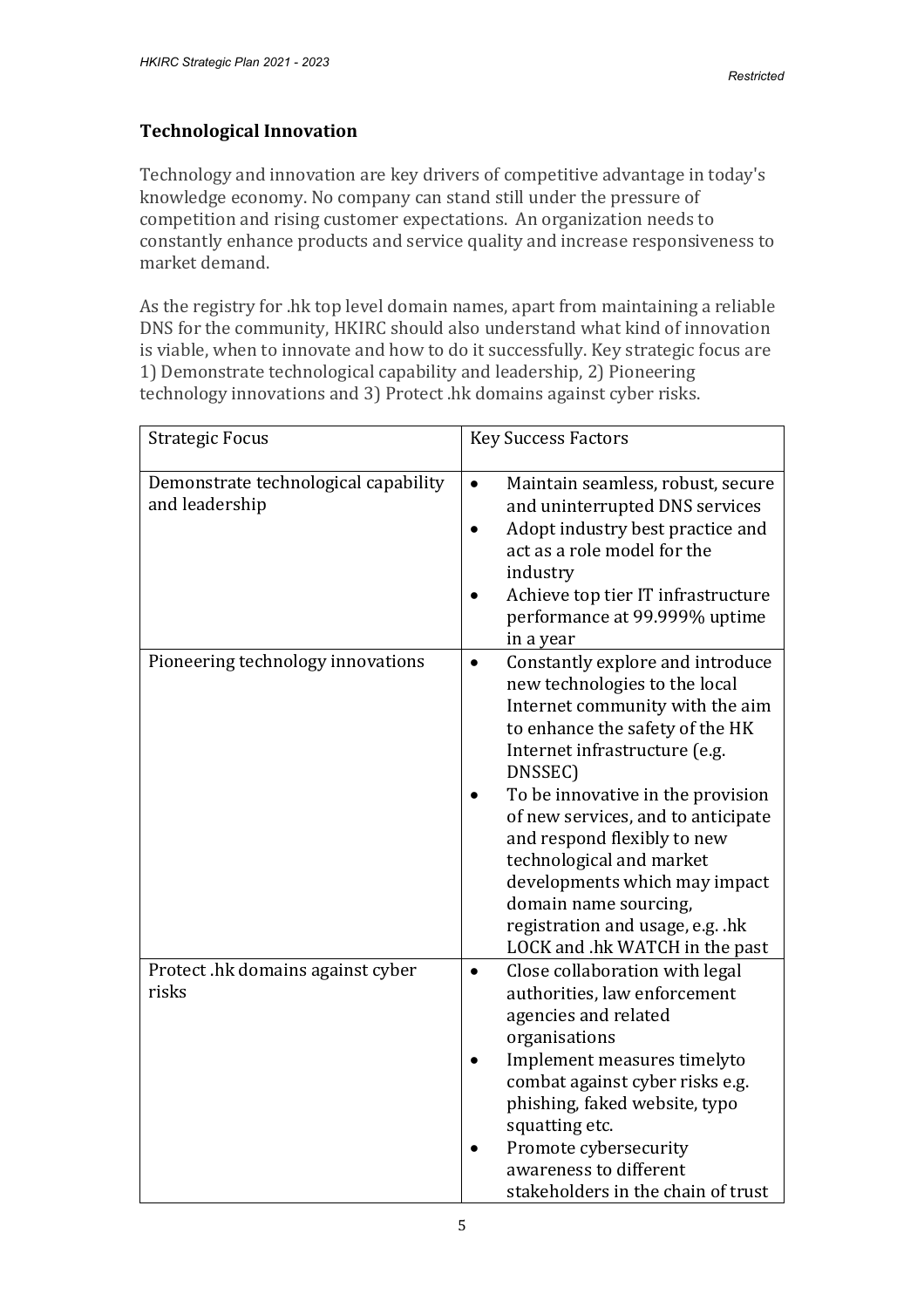## Technological Innovation

Technology and innovation are key drivers of competitive advantage in today's knowledge economy. No company can stand still under the pressure of competition and rising customer expectations. An organization needs to constantly enhance products and service quality and increase responsiveness to market demand.

As the registry for .hk top level domain names, apart from maintaining a reliable DNS for the community, HKIRC should also understand what kind of innovation is viable, when to innovate and how to do it successfully. Key strategic focus are 1) Demonstrate technological capability and leadership, 2) Pioneering technology innovations and 3) Protect .hk domains against cyber risks.

| Strategic Focus | Key Success Factors |
| --- | --- |
| Demonstrate technological capability and leadership | • Maintain seamless, robust, secure and uninterrupted DNS services<br>• Adopt industry best practice and act as a role model for the industry<br>• Achieve top tier IT infrastructure performance at 99.999% uptime in a year |
| Pioneering technology innovations | • Constantly explore and introduce new technologies to the local Internet community with the aim to enhance the safety of the HK Internet infrastructure (e.g. DNSSEC)<br>• To be innovative in the provision of new services, and to anticipate and respond flexibly to new technological and market developments which may impact domain name sourcing, registration and usage, e.g. .hk LOCK and .hk WATCH in the past |
| Protect .hk domains against cyber risks | • Close collaboration with legal authorities, law enforcement agencies and related organisations<br>• Implement measures timelyto combat against cyber risks e.g. phishing, faked website, typo squatting etc.<br>• Promote cybersecurity awareness to different stakeholders in the chain of trust |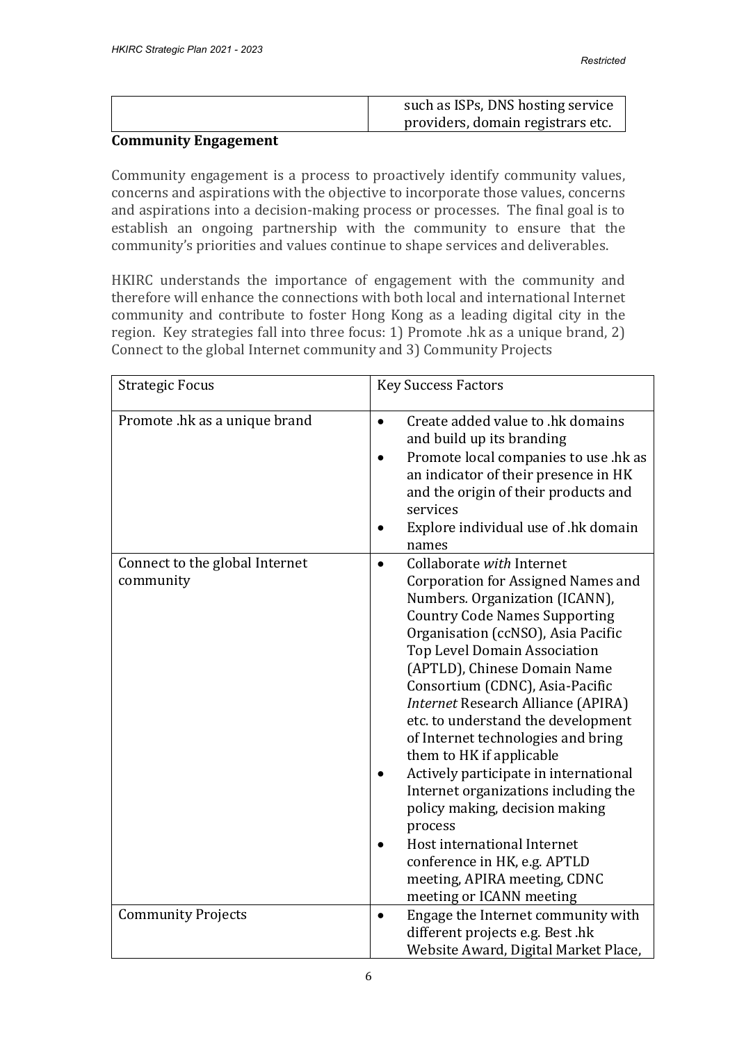| | such as ISPs, DNS hosting service providers, domain registrars etc. |
|---|---|

**Community Engagement**

Community engagement is a process to proactively identify community values, concerns and aspirations with the objective to incorporate those values, concerns and aspirations into a decision-making process or processes. The final goal is to establish an ongoing partnership with the community to ensure that the community's priorities and values continue to shape services and deliverables.

HKIRC understands the importance of engagement with the community and therefore will enhance the connections with both local and international Internet community and contribute to foster Hong Kong as a leading digital city in the region. Key strategies fall into three focus: 1) Promote .hk as a unique brand, 2) Connect to the global Internet community and 3) Community Projects

| Strategic Focus | Key Success Factors |
|---|---|
| Promote .hk as a unique brand | • Create added value to .hk domains and build up its branding<br>• Promote local companies to use .hk as an indicator of their presence in HK and the origin of their products and services<br>• Explore individual use of .hk domain names |
| Connect to the global Internet community | • Collaborate *with* Internet Corporation for Assigned Names and Numbers. Organization (ICANN), Country Code Names Supporting Organisation (ccNSO), Asia Pacific Top Level Domain Association (APTLD), Chinese Domain Name Consortium (CDNC), Asia-Pacific *Internet* Research Alliance (APIRA) etc. to understand the development of Internet technologies and bring them to HK if applicable<br>• Actively participate in international Internet organizations including the policy making, decision making process<br>• Host international Internet conference in HK, e.g. APTLD meeting, APIRA meeting, CDNC meeting or ICANN meeting |
| Community Projects | • Engage the Internet community with different projects e.g. Best .hk Website Award, Digital Market Place, |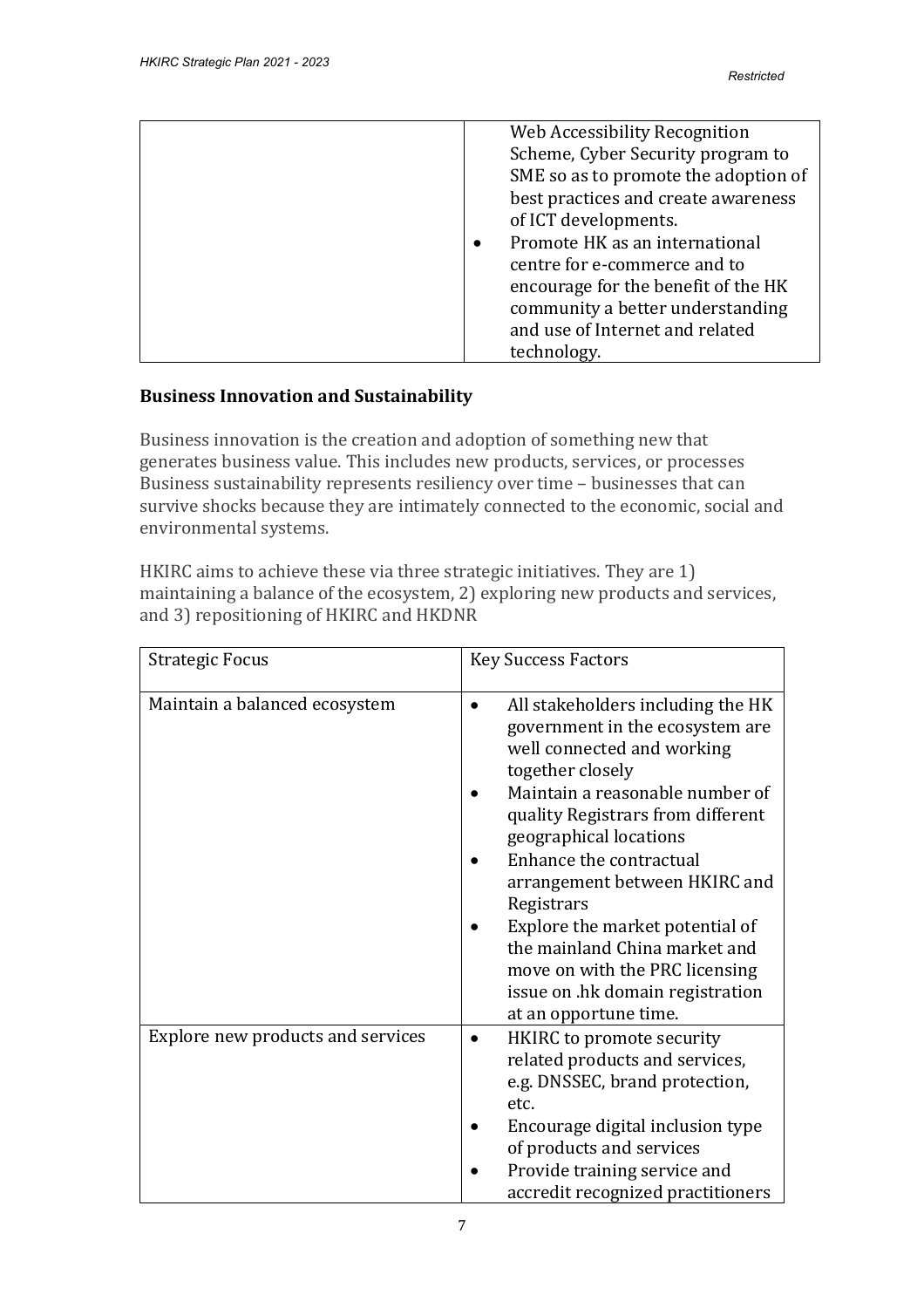| | |
|---|---|
| | Web Accessibility Recognition Scheme, Cyber Security program to SME so as to promote the adoption of best practices and create awareness of ICT developments.<br>• Promote HK as an international centre for e-commerce and to encourage for the benefit of the HK community a better understanding and use of Internet and related technology. |

## Business Innovation and Sustainability

Business innovation is the creation and adoption of something new that generates business value. This includes new products, services, or processes Business sustainability represents resiliency over time – businesses that can survive shocks because they are intimately connected to the economic, social and environmental systems.

HKIRC aims to achieve these via three strategic initiatives. They are 1) maintaining a balance of the ecosystem, 2) exploring new products and services, and 3) repositioning of HKIRC and HKDNR

| Strategic Focus | Key Success Factors |
|---|---|
| Maintain a balanced ecosystem | • All stakeholders including the HK government in the ecosystem are well connected and working together closely<br>• Maintain a reasonable number of quality Registrars from different geographical locations<br>• Enhance the contractual arrangement between HKIRC and Registrars<br>• Explore the market potential of the mainland China market and move on with the PRC licensing issue on .hk domain registration at an opportune time. |
| Explore new products and services | • HKIRC to promote security related products and services, e.g. DNSSEC, brand protection, etc.<br>• Encourage digital inclusion type of products and services<br>• Provide training service and accredit recognized practitioners |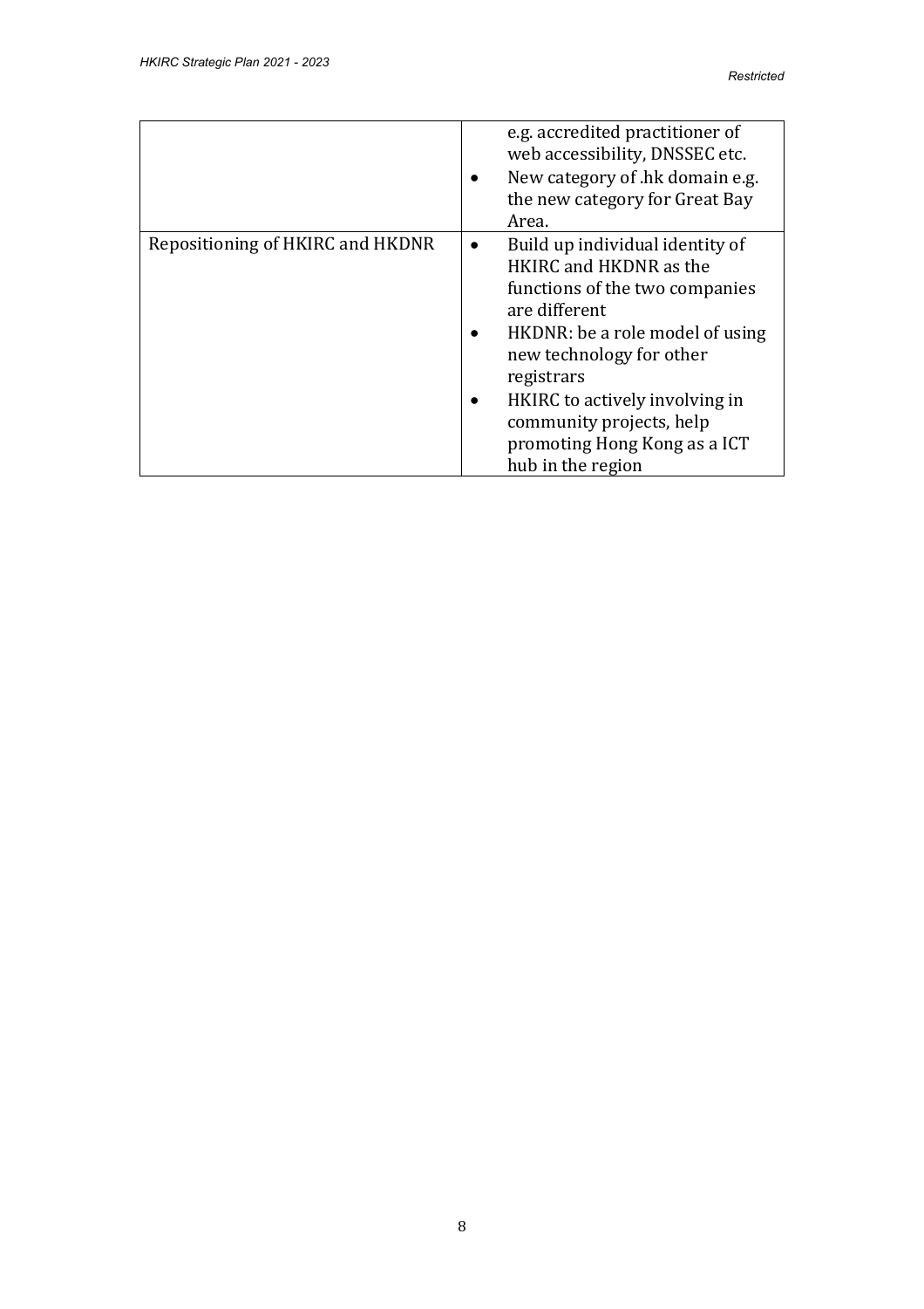| | |
|---|---|
| | e.g. accredited practitioner of web accessibility, DNSSEC etc.<br>• New category of .hk domain e.g. the new category for Great Bay Area. |
| Repositioning of HKIRC and HKDNR | • Build up individual identity of HKIRC and HKDNR as the functions of the two companies are different<br>• HKDNR: be a role model of using new technology for other registrars<br>• HKIRC to actively involving in community projects, help promoting Hong Kong as a ICT hub in the region |